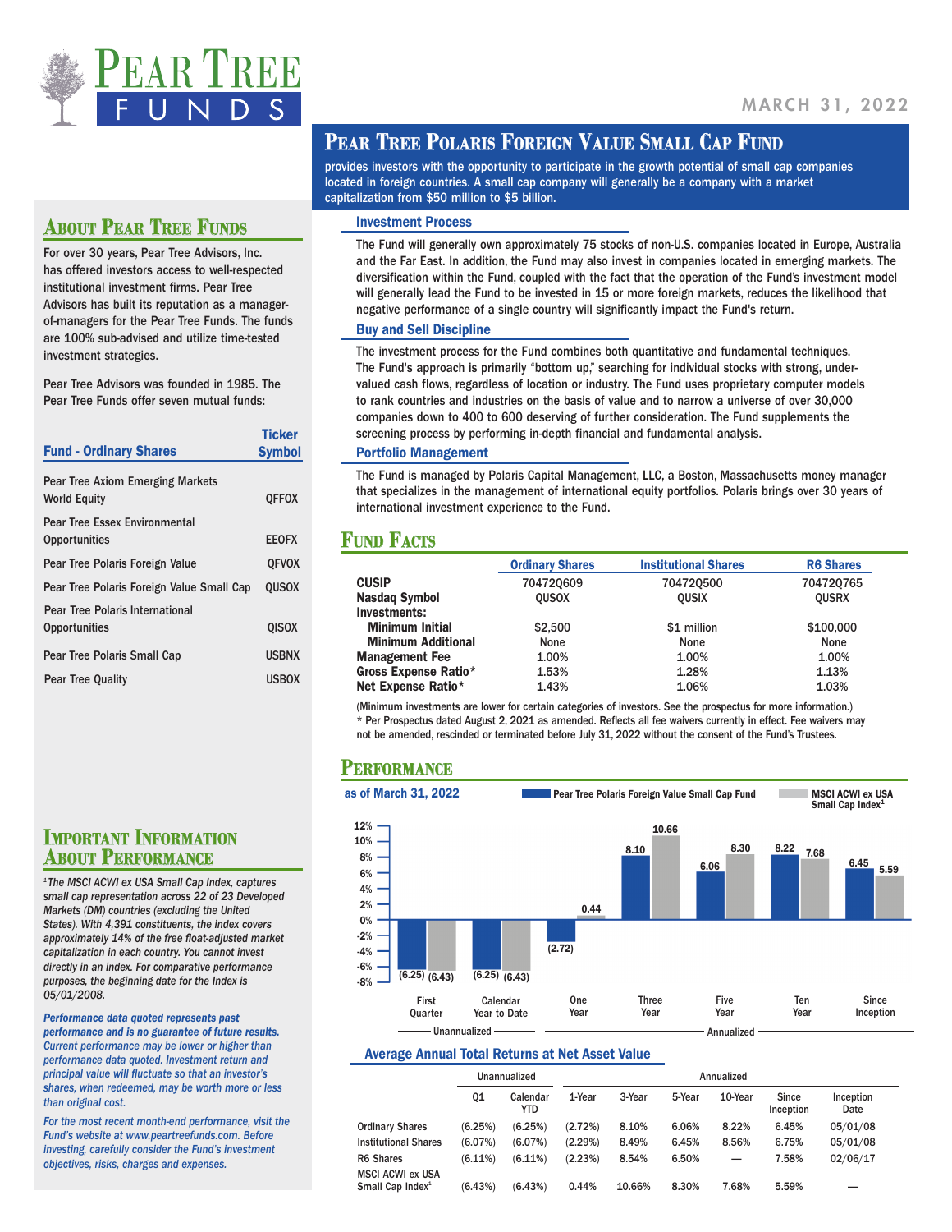# Pear Tree Funds

MARCH 31, 2022

# Pear Tree Polaris Foreign Value Small Cap Fund

provides investors with the opportunity to participate in the growth potential of small cap companies located in foreign countries. A small cap company will generally be a company with a market capitalization from $50 million to $5 billion.

### Investment Process

The Fund will generally own approximately 75 stocks of non-U.S. companies located in Europe, Australia and the Far East. In addition, the Fund may also invest in companies located in emerging markets. The diversification within the Fund, coupled with the fact that the operation of the Fund's investment model will generally lead the Fund to be invested in 15 or more foreign markets, reduces the likelihood that negative performance of a single country will significantly impact the Fund's return.

### Buy and Sell Discipline

The investment process for the Fund combines both quantitative and fundamental techniques. The Fund's approach is primarily "bottom up," searching for individual stocks with strong, under-valued cash flows, regardless of location or industry. The Fund uses proprietary computer models to rank countries and industries on the basis of value and to narrow a universe of over 30,000 companies down to 400 to 600 deserving of further consideration. The Fund supplements the screening process by performing in-depth financial and fundamental analysis.

### Portfolio Management

The Fund is managed by Polaris Capital Management, LLC, a Boston, Massachusetts money manager that specializes in the management of international equity portfolios. Polaris brings over 30 years of international investment experience to the Fund.

## Fund Facts

| | Ordinary Shares | Institutional Shares | R6 Shares |
|---|---|---|---|
| **CUSIP** | 704720609 | 704720500 | 704720765 |
| **Nasdaq Symbol** | QUSOX | QUSIX | QUSRX |
| **Investments:** | | | |
| **Minimum Initial** | $2,500 | $1 million | $100,000 |
| **Minimum Additional** | None | None | None |
| **Management Fee** | 1.00% | 1.00% | 1.00% |
| **Gross Expense Ratio*** | 1.53% | 1.28% | 1.13% |
| **Net Expense Ratio*** | 1.43% | 1.06% | 1.03% |

(Minimum investments are lower for certain categories of investors. See the prospectus for more information.)
* Per Prospectus dated August 2, 2021 as amended. Reflects all fee waivers currently in effect. Fee waivers may not be amended, rescinded or terminated before July 31, 2022 without the consent of the Fund's Trustees.

## Performance

as of March 31, 2022

| | Pear Tree Polaris Foreign Value Small Cap Fund | MSCI ACWI ex USA Small Cap Index[1] |
|---|---|---|
| First Quarter (Unannualized) | (6.25) | (6.43) |
| Calendar Year to Date (Unannualized) | (6.25) | (6.43) |
| One Year (Annualized) | (2.72) | 0.44 |
| Three Year (Annualized) | 8.10 | 10.66 |
| Five Year (Annualized) | 6.06 | 8.30 |
| Ten Year (Annualized) | 8.22 | 7.68 |
| Since Inception (Annualized) | 6.45 | 5.59 |

### Average Annual Total Returns at Net Asset Value

| | Unannualized | | Annualized | | | | | |
|---|---|---|---|---|---|---|---|---|
| | Q1 | Calendar YTD | 1-Year | 3-Year | 5-Year | 10-Year | Since Inception | Inception Date |
| Ordinary Shares | (6.25%) | (6.25%) | (2.72%) | 8.10% | 6.06% | 8.22% | 6.45% | 05/01/08 |
| Institutional Shares | (6.07%) | (6.07%) | (2.29%) | 8.49% | 6.45% | 8.56% | 6.75% | 05/01/08 |
| R6 Shares | (6.11%) | (6.11%) | (2.23%) | 8.54% | 6.50% | — | 7.58% | 02/06/17 |
| MSCI ACWI ex USA Small Cap Index[1] | (6.43%) | (6.43%) | 0.44% | 10.66% | 8.30% | 7.68% | 5.59% | — |

## About Pear Tree Funds

For over 30 years, Pear Tree Advisors, Inc. has offered investors access to well-respected institutional investment firms. Pear Tree Advisors has built its reputation as a manager-of-managers for the Pear Tree Funds. The funds are 100% sub-advised and utilize time-tested investment strategies.

Pear Tree Advisors was founded in 1985. The Pear Tree Funds offer seven mutual funds:

| Fund - Ordinary Shares | Ticker Symbol |
|---|---|
| Pear Tree Axiom Emerging Markets World Equity | QFFOX |
| Pear Tree Essex Environmental Opportunities | EEOFX |
| Pear Tree Polaris Foreign Value | QFVOX |
| Pear Tree Polaris Foreign Value Small Cap | QUSOX |
| Pear Tree Polaris International Opportunities | QISOX |
| Pear Tree Polaris Small Cap | USBNX |
| Pear Tree Quality | USBOX |

## Important Information About Performance

*[1]The MSCI ACWI ex USA Small Cap Index, captures small cap representation across 22 of 23 Developed Markets (DM) countries (excluding the United States). With 4,391 constituents, the index covers approximately 14% of the free float-adjusted market capitalization in each country. You cannot invest directly in an index. For comparative performance purposes, the beginning date for the Index is 05/01/2008.*

***Performance data quoted represents past performance and is no guarantee of future results.*** *Current performance may be lower or higher than performance data quoted. Investment return and principal value will fluctuate so that an investor's shares, when redeemed, may be worth more or less than original cost.*

*For the most recent month-end performance, visit the Fund's website at www.peartreefunds.com. Before investing, carefully consider the Fund's investment objectives, risks, charges and expenses.*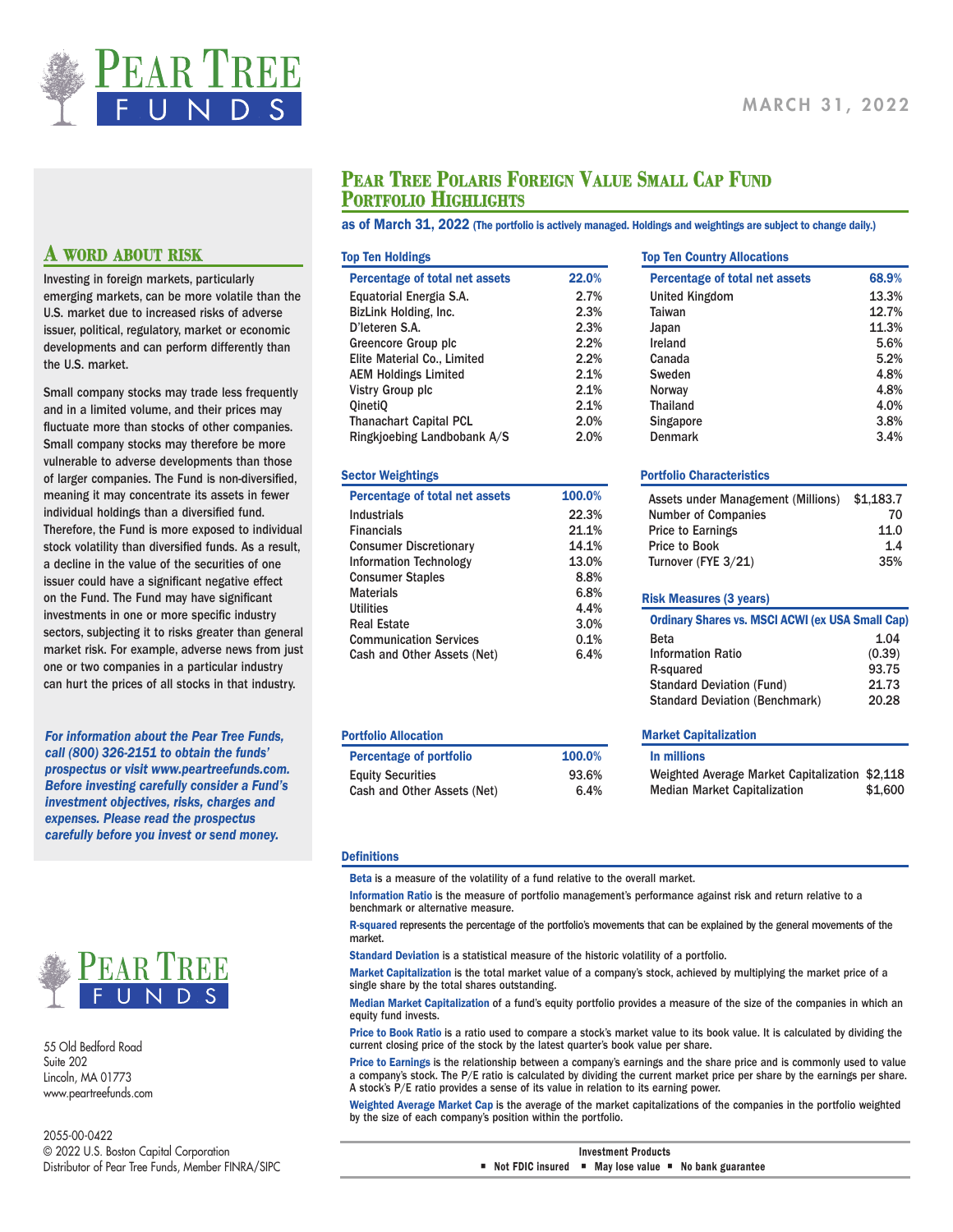MARCH 31, 2022

## A WORD ABOUT RISK

Investing in foreign markets, particularly emerging markets, can be more volatile than the U.S. market due to increased risks of adverse issuer, political, regulatory, market or economic developments and can perform differently than the U.S. market.

Small company stocks may trade less frequently and in a limited volume, and their prices may fluctuate more than stocks of other companies. Small company stocks may therefore be more vulnerable to adverse developments than those of larger companies. The Fund is non-diversified, meaning it may concentrate its assets in fewer individual holdings than a diversified fund. Therefore, the Fund is more exposed to individual stock volatility than diversified funds. As a result, a decline in the value of the securities of one issuer could have a significant negative effect on the Fund. The Fund may have significant investments in one or more specific industry sectors, subjecting it to risks greater than general market risk. For example, adverse news from just one or two companies in a particular industry can hurt the prices of all stocks in that industry.

***For information about the Pear Tree Funds, call (800) 326-2151 to obtain the funds' prospectus or visit www.peartreefunds.com. Before investing carefully consider a Fund's investment objectives, risks, charges and expenses. Please read the prospectus carefully before you invest or send money.***

55 Old Bedford Road
Suite 202
Lincoln, MA 01773
www.peartreefunds.com

2055-00-0422
© 2022 U.S. Boston Capital Corporation
Distributor of Pear Tree Funds, Member FINRA/SIPC

# Pear Tree Polaris Foreign Value Small Cap Fund
## Portfolio Highlights

**as of March 31, 2022** (The portfolio is actively managed. Holdings and weightings are subject to change daily.)

### Top Ten Holdings

| Percentage of total net assets | 22.0% |
|---|---|
| Equatorial Energia S.A. | 2.7% |
| BizLink Holding, Inc. | 2.3% |
| D'Ieteren S.A. | 2.3% |
| Greencore Group plc | 2.2% |
| Elite Material Co., Limited | 2.2% |
| AEM Holdings Limited | 2.1% |
| Vistry Group plc | 2.1% |
| QinetiQ | 2.1% |
| Thanachart Capital PCL | 2.0% |
| Ringkjoebing Landbobank A/S | 2.0% |

### Top Ten Country Allocations

| Percentage of total net assets | 68.9% |
|---|---|
| United Kingdom | 13.3% |
| Taiwan | 12.7% |
| Japan | 11.3% |
| Ireland | 5.6% |
| Canada | 5.2% |
| Sweden | 4.8% |
| Norway | 4.8% |
| Thailand | 4.0% |
| Singapore | 3.8% |
| Denmark | 3.4% |

### Sector Weightings

| Percentage of total net assets | 100.0% |
|---|---|
| Industrials | 22.3% |
| Financials | 21.1% |
| Consumer Discretionary | 14.1% |
| Information Technology | 13.0% |
| Consumer Staples | 8.8% |
| Materials | 6.8% |
| Utilities | 4.4% |
| Real Estate | 3.0% |
| Communication Services | 0.1% |
| Cash and Other Assets (Net) | 6.4% |

### Portfolio Characteristics

| | |
|---|---|
| Assets under Management (Millions) | $1,183.7 |
| Number of Companies | 70 |
| Price to Earnings | 11.0 |
| Price to Book | 1.4 |
| Turnover (FYE 3/21) | 35% |

### Risk Measures (3 years)

| Ordinary Shares vs. MSCI ACWI (ex USA Small Cap) | |
|---|---|
| Beta | 1.04 |
| Information Ratio | (0.39) |
| R-squared | 93.75 |
| Standard Deviation (Fund) | 21.73 |
| Standard Deviation (Benchmark) | 20.28 |

### Portfolio Allocation

| Percentage of portfolio | 100.0% |
|---|---|
| Equity Securities | 93.6% |
| Cash and Other Assets (Net) | 6.4% |

### Market Capitalization

| In millions | |
|---|---|
| Weighted Average Market Capitalization | $2,118 |
| Median Market Capitalization | $1,600 |

### Definitions

**Beta** is a measure of the volatility of a fund relative to the overall market.

**Information Ratio** is the measure of portfolio management's performance against risk and return relative to a benchmark or alternative measure.

**R-squared** represents the percentage of the portfolio's movements that can be explained by the general movements of the market.

**Standard Deviation** is a statistical measure of the historic volatility of a portfolio.

**Market Capitalization** is the total market value of a company's stock, achieved by multiplying the market price of a single share by the total shares outstanding.

**Median Market Capitalization** of a fund's equity portfolio provides a measure of the size of the companies in which an equity fund invests.

**Price to Book Ratio** is a ratio used to compare a stock's market value to its book value. It is calculated by dividing the current closing price of the stock by the latest quarter's book value per share.

**Price to Earnings** is the relationship between a company's earnings and the share price and is commonly used to value a company's stock. The P/E ratio is calculated by dividing the current market price per share by the earnings per share. A stock's P/E ratio provides a sense of its value in relation to its earning power.

**Weighted Average Market Cap** is the average of the market capitalizations of the companies in the portfolio weighted by the size of each company's position within the portfolio.

**Investment Products**
▪ Not FDIC insured ▪ May lose value ▪ No bank guarantee